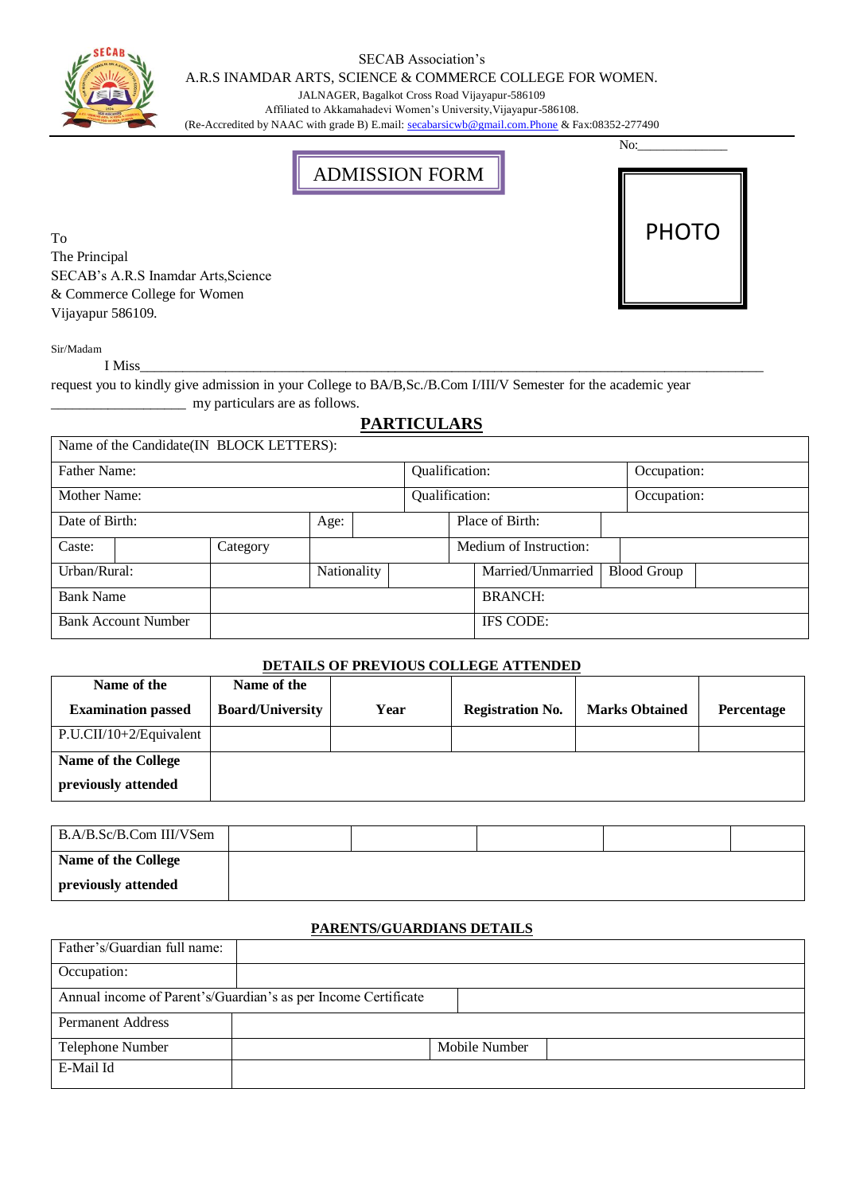SECAB Association's
A.R.S INAMDAR ARTS, SCIENCE & COMMERCE COLLEGE FOR WOMEN.
JALNAGER, Bagalkot Cross Road Vijayapur-586109
Affiliated to Akkamahadevi Women's University,Vijayapur-586108.
(Re-Accredited by NAAC with grade B) E.mail: secabarsicwb@gmail.com.Phone & Fax:08352-277490

No:_____________

# ADMISSION FORM

PHOTO

To
The Principal
SECAB's A.R.S Inamdar Arts,Science
& Commerce College for Women
Vijayapur 586109.

Sir/Madam

I Miss_______________________________________________________________________________
request you to kindly give admission in your College to BA/B,Sc./B.Com I/III/V Semester for the academic year
___________________ my particulars are as follows.

## PARTICULARS

| Name of the Candidate(IN BLOCK LETTERS): | | | | | | | |
|---|---|---|---|---|---|---|---|
| Father Name: | | | | Qualification: | | Occupation: | |
| Mother Name: | | | | Qualification: | | Occupation: | |
| Date of Birth: | | Age: | | Place of Birth: | | | |
| Caste: | | Category | | Medium of Instruction: | | | |
| Urban/Rural: | | Nationality | | Married/Unmarried | | Blood Group | |
| Bank Name | | | | BRANCH: | | | |
| Bank Account Number | | | | IFS CODE: | | | |

**DETAILS OF PREVIOUS COLLEGE ATTENDED**

| Name of the Examination passed | Name of the Board/University | Year | Registration No. | Marks Obtained | Percentage |
|---|---|---|---|---|---|
| P.U.CII/10+2/Equivalent | | | | | |
| **Name of the College previously attended** | | | | | |

| B.A/B.Sc/B.Com III/VSem | | | | | |
|---|---|---|---|---|---|
| **Name of the College previously attended** | | | | | |

**PARENTS/GUARDIANS DETAILS**

| Father's/Guardian full name: | | | |
|---|---|---|---|
| Occupation: | | | |
| Annual income of Parent's/Guardian's as per Income Certificate | | | |
| Permanent Address | | | |
| Telephone Number | | Mobile Number | |
| E-Mail Id | | | |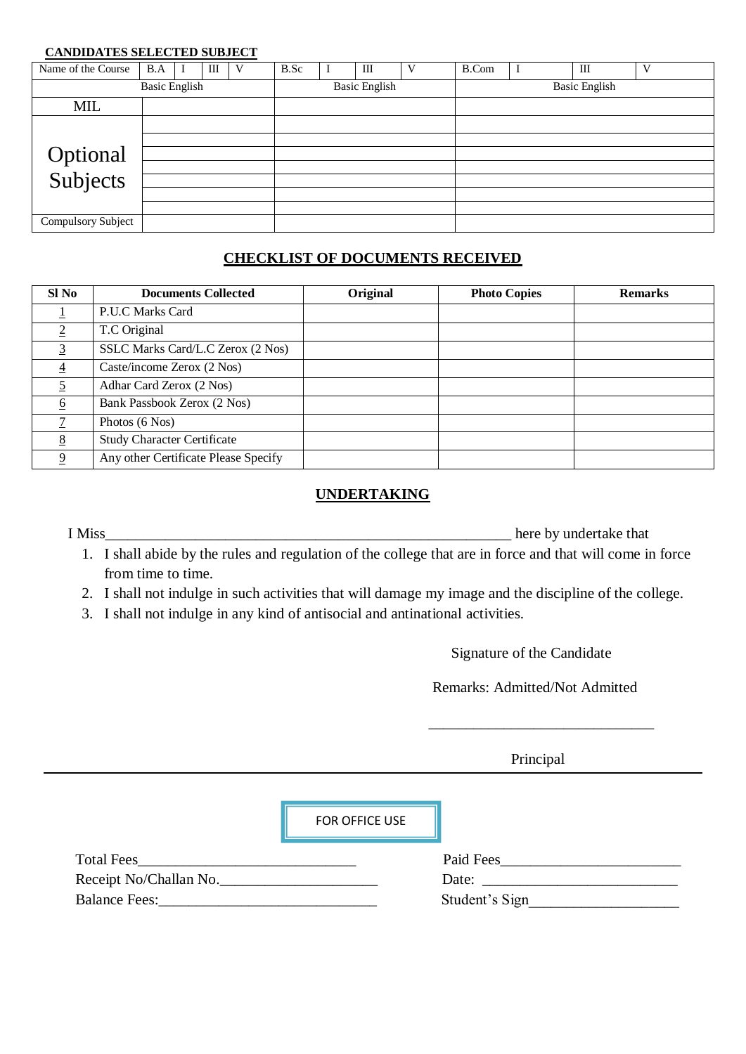**CANDIDATES SELECTED SUBJECT**

| Name of the Course | B.A | I | III | V | B.Sc | I | III | V | B.Com | I | III | V |
|---|---|---|---|---|---|---|---|---|---|---|---|---|
| Basic English | | | | | Basic English | | | | Basic English | | | |
| MIL | | | | | | | | | | | | |
| Optional Subjects | | | | | | | | | | | | |
| | | | | | | | | | | | | |
| | | | | | | | | | | | | |
| | | | | | | | | | | | | |
| | | | | | | | | | | | | |
| | | | | | | | | | | | | |
| | | | | | | | | | | | | |
| Compulsory Subject | | | | | | | | | | | | |

## CHECKLIST OF DOCUMENTS RECEIVED

| Sl No | Documents Collected | Original | Photo Copies | Remarks |
|---|---|---|---|---|
| 1 | P.U.C Marks Card | | | |
| 2 | T.C Original | | | |
| 3 | SSLC Marks Card/L.C Zerox (2 Nos) | | | |
| 4 | Caste/income Zerox (2 Nos) | | | |
| 5 | Adhar Card Zerox (2 Nos) | | | |
| 6 | Bank Passbook Zerox (2 Nos) | | | |
| 7 | Photos (6 Nos) | | | |
| 8 | Study Character Certificate | | | |
| 9 | Any other Certificate Please Specify | | | |

## UNDERTAKING

I Miss_______________________________________________________ here by undertake that

1. I shall abide by the rules and regulation of the college that are in force and that will come in force from time to time.
2. I shall not indulge in such activities that will damage my image and the discipline of the college.
3. I shall not indulge in any kind of antisocial and antinational activities.

Signature of the Candidate

Remarks: Admitted/Not Admitted

______________________________

Principal

---

FOR OFFICE USE

Total Fees_____________________________

Paid Fees________________________

Receipt No/Challan No.____________________

Date: __________________________

Balance Fees:_____________________________

Student's Sign____________________